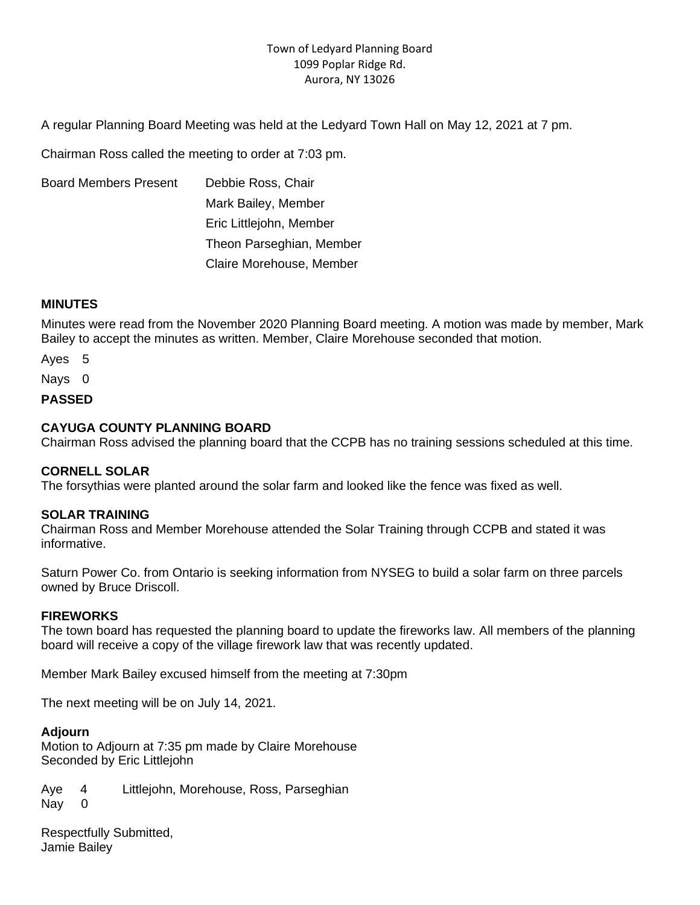Town of Ledyard Planning Board
1099 Poplar Ridge Rd.
Aurora, NY 13026

A regular Planning Board Meeting was held at the Ledyard Town Hall on May 12, 2021 at 7 pm.

Chairman Ross called the meeting to order at 7:03 pm.

Board Members Present
Debbie Ross, Chair
Mark Bailey, Member
Eric Littlejohn, Member
Theon Parseghian, Member
Claire Morehouse, Member

**MINUTES**

Minutes were read from the November 2020 Planning Board meeting. A motion was made by member, Mark Bailey to accept the minutes as written. Member, Claire Morehouse seconded that motion.

Ayes 5

Nays 0

**PASSED**

**CAYUGA COUNTY PLANNING BOARD**

Chairman Ross advised the planning board that the CCPB has no training sessions scheduled at this time.

**CORNELL SOLAR**

The forsythias were planted around the solar farm and looked like the fence was fixed as well.

**SOLAR TRAINING**

Chairman Ross and Member Morehouse attended the Solar Training through CCPB and stated it was informative.

Saturn Power Co. from Ontario is seeking information from NYSEG to build a solar farm on three parcels owned by Bruce Driscoll.

**FIREWORKS**

The town board has requested the planning board to update the fireworks law. All members of the planning board will receive a copy of the village firework law that was recently updated.

Member Mark Bailey excused himself from the meeting at 7:30pm

The next meeting will be on July 14, 2021.

**Adjourn**

Motion to Adjourn at 7:35 pm made by Claire Morehouse
Seconded by Eric Littlejohn

Aye 4 Littlejohn, Morehouse, Ross, Parseghian
Nay 0

Respectfully Submitted,
Jamie Bailey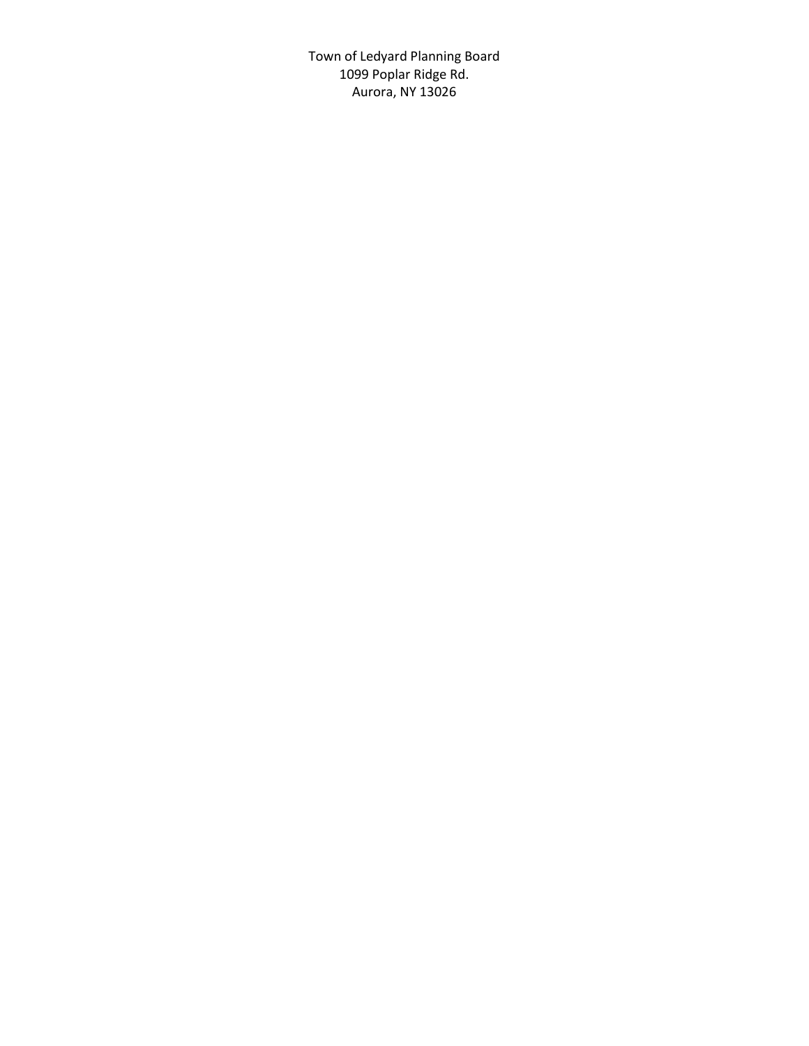Town of Ledyard Planning Board
1099 Poplar Ridge Rd.
Aurora, NY 13026